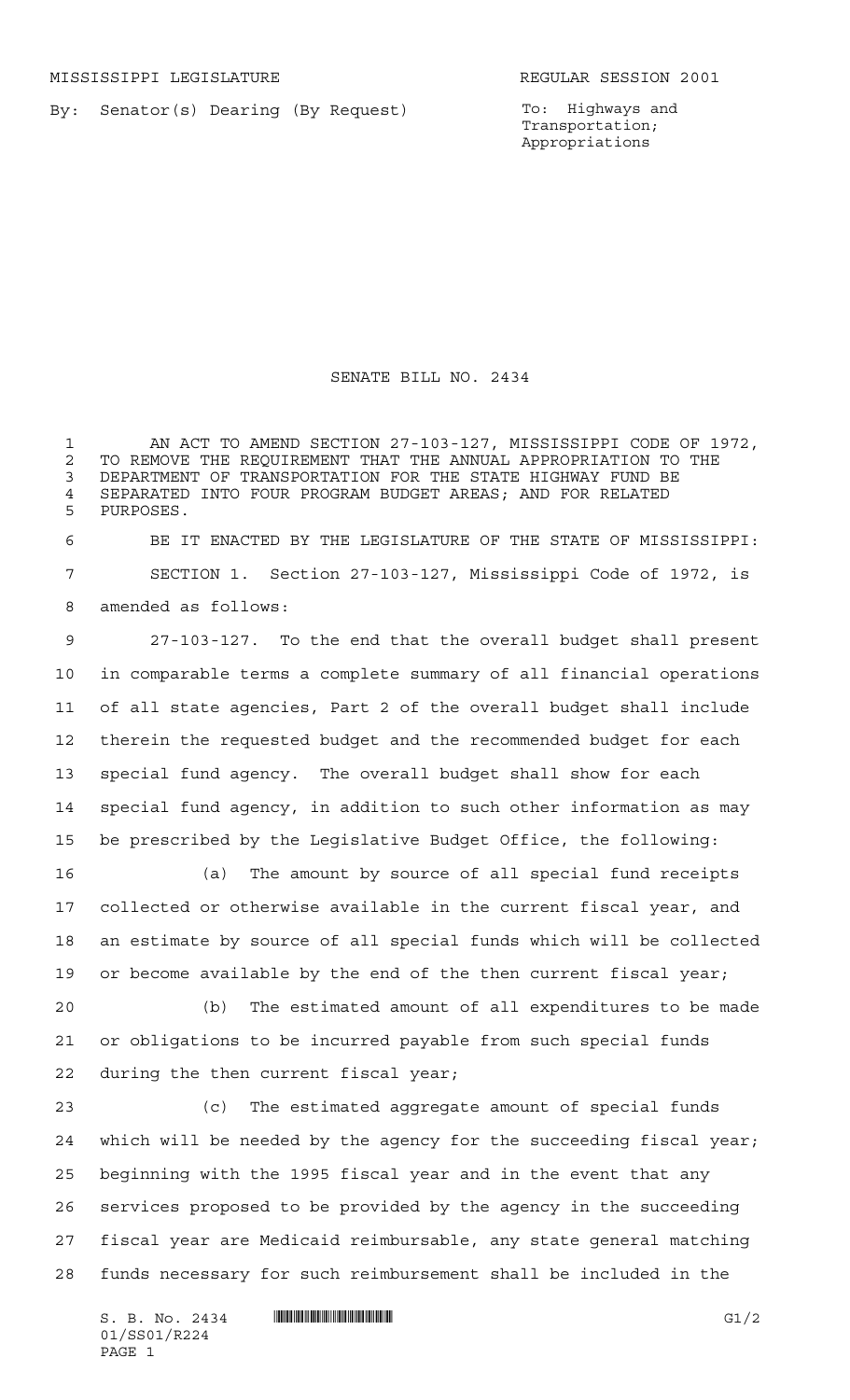MISSISSIPPI LEGISLATURE REGULAR SESSION 2001

By: Senator(s) Dearing (By Request)

To: Highways and Transportation; Appropriations

# SENATE BILL NO. 2434

AN ACT TO AMEND SECTION 27-103-127, MISSISSIPPI CODE OF 1972, TO REMOVE THE REQUIREMENT THAT THE ANNUAL APPROPRIATION TO THE DEPARTMENT OF TRANSPORTATION FOR THE STATE HIGHWAY FUND BE SEPARATED INTO FOUR PROGRAM BUDGET AREAS; AND FOR RELATED PURPOSES.

BE IT ENACTED BY THE LEGISLATURE OF THE STATE OF MISSISSIPPI:

SECTION 1. Section 27-103-127, Mississippi Code of 1972, is amended as follows:

27-103-127. To the end that the overall budget shall present in comparable terms a complete summary of all financial operations of all state agencies, Part 2 of the overall budget shall include therein the requested budget and the recommended budget for each special fund agency. The overall budget shall show for each special fund agency, in addition to such other information as may be prescribed by the Legislative Budget Office, the following:

(a) The amount by source of all special fund receipts collected or otherwise available in the current fiscal year, and an estimate by source of all special funds which will be collected or become available by the end of the then current fiscal year;

(b) The estimated amount of all expenditures to be made or obligations to be incurred payable from such special funds during the then current fiscal year;

(c) The estimated aggregate amount of special funds which will be needed by the agency for the succeeding fiscal year; beginning with the 1995 fiscal year and in the event that any services proposed to be provided by the agency in the succeeding fiscal year are Medicaid reimbursable, any state general matching funds necessary for such reimbursement shall be included in the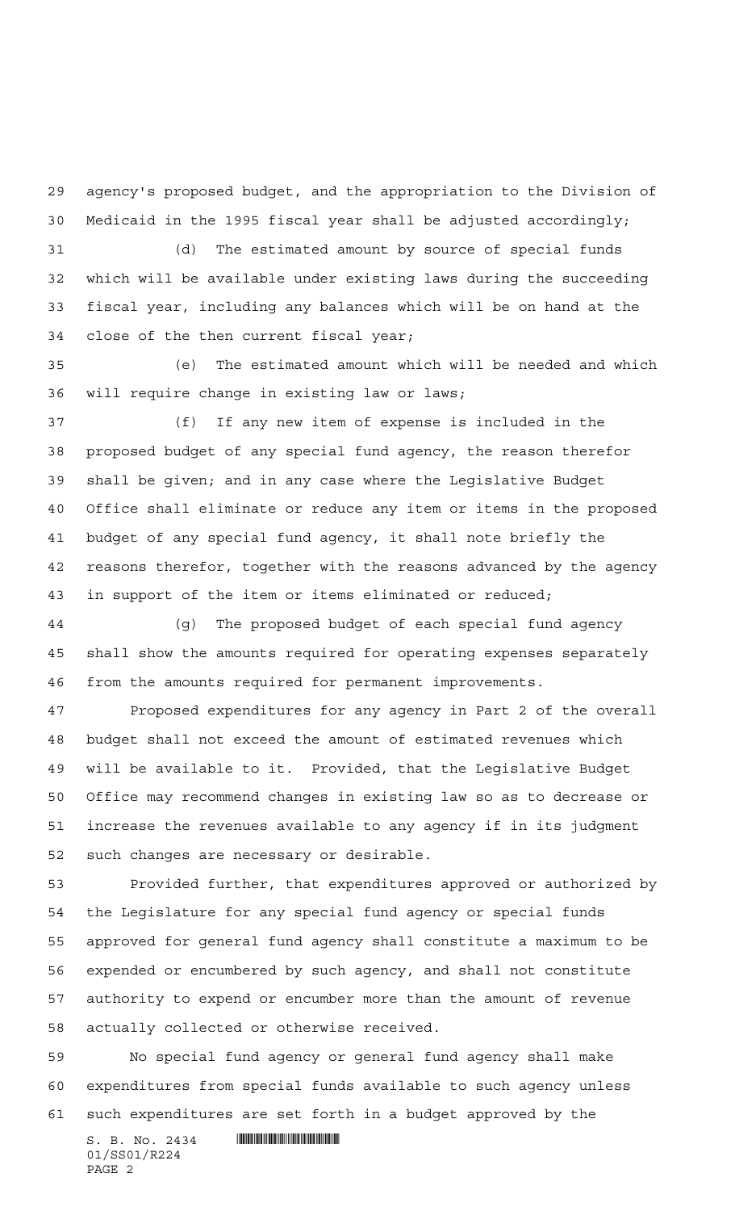agency's proposed budget, and the appropriation to the Division of Medicaid in the 1995 fiscal year shall be adjusted accordingly;

(d) The estimated amount by source of special funds which will be available under existing laws during the succeeding fiscal year, including any balances which will be on hand at the close of the then current fiscal year;

(e) The estimated amount which will be needed and which will require change in existing law or laws;

(f) If any new item of expense is included in the proposed budget of any special fund agency, the reason therefor shall be given; and in any case where the Legislative Budget Office shall eliminate or reduce any item or items in the proposed budget of any special fund agency, it shall note briefly the reasons therefor, together with the reasons advanced by the agency in support of the item or items eliminated or reduced;

(g) The proposed budget of each special fund agency shall show the amounts required for operating expenses separately from the amounts required for permanent improvements.

Proposed expenditures for any agency in Part 2 of the overall budget shall not exceed the amount of estimated revenues which will be available to it. Provided, that the Legislative Budget Office may recommend changes in existing law so as to decrease or increase the revenues available to any agency if in its judgment such changes are necessary or desirable.

Provided further, that expenditures approved or authorized by the Legislature for any special fund agency or special funds approved for general fund agency shall constitute a maximum to be expended or encumbered by such agency, and shall not constitute authority to expend or encumber more than the amount of revenue actually collected or otherwise received.

No special fund agency or general fund agency shall make expenditures from special funds available to such agency unless such expenditures are set forth in a budget approved by the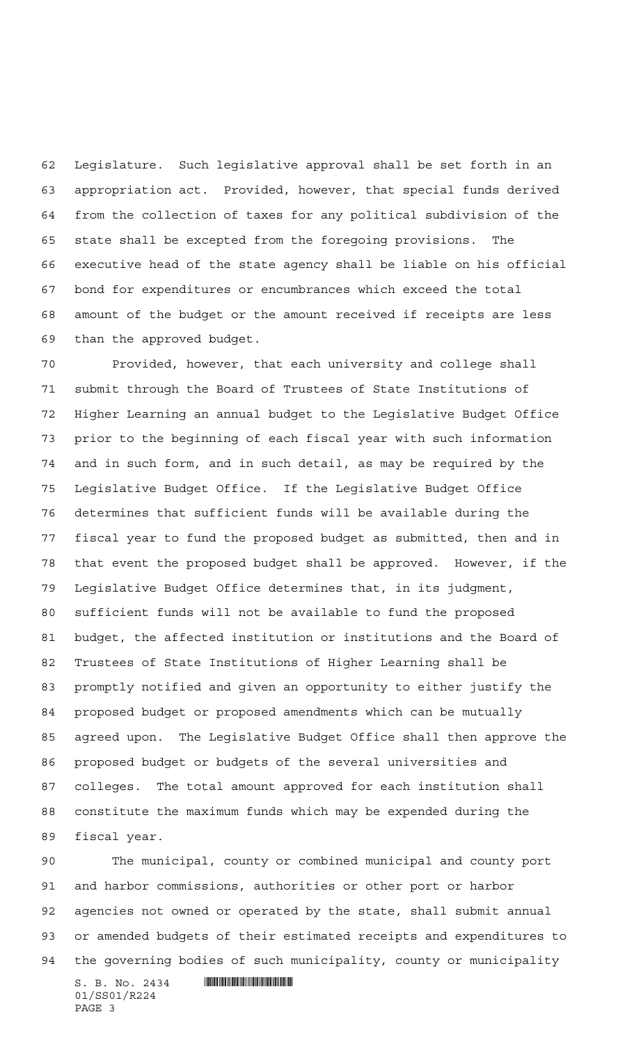Legislature. Such legislative approval shall be set forth in an appropriation act. Provided, however, that special funds derived from the collection of taxes for any political subdivision of the state shall be excepted from the foregoing provisions. The executive head of the state agency shall be liable on his official bond for expenditures or encumbrances which exceed the total amount of the budget or the amount received if receipts are less than the approved budget.

Provided, however, that each university and college shall submit through the Board of Trustees of State Institutions of Higher Learning an annual budget to the Legislative Budget Office prior to the beginning of each fiscal year with such information and in such form, and in such detail, as may be required by the Legislative Budget Office. If the Legislative Budget Office determines that sufficient funds will be available during the fiscal year to fund the proposed budget as submitted, then and in that event the proposed budget shall be approved. However, if the Legislative Budget Office determines that, in its judgment, sufficient funds will not be available to fund the proposed budget, the affected institution or institutions and the Board of Trustees of State Institutions of Higher Learning shall be promptly notified and given an opportunity to either justify the proposed budget or proposed amendments which can be mutually agreed upon. The Legislative Budget Office shall then approve the proposed budget or budgets of the several universities and colleges. The total amount approved for each institution shall constitute the maximum funds which may be expended during the fiscal year.

The municipal, county or combined municipal and county port and harbor commissions, authorities or other port or harbor agencies not owned or operated by the state, shall submit annual or amended budgets of their estimated receipts and expenditures to the governing bodies of such municipality, county or municipality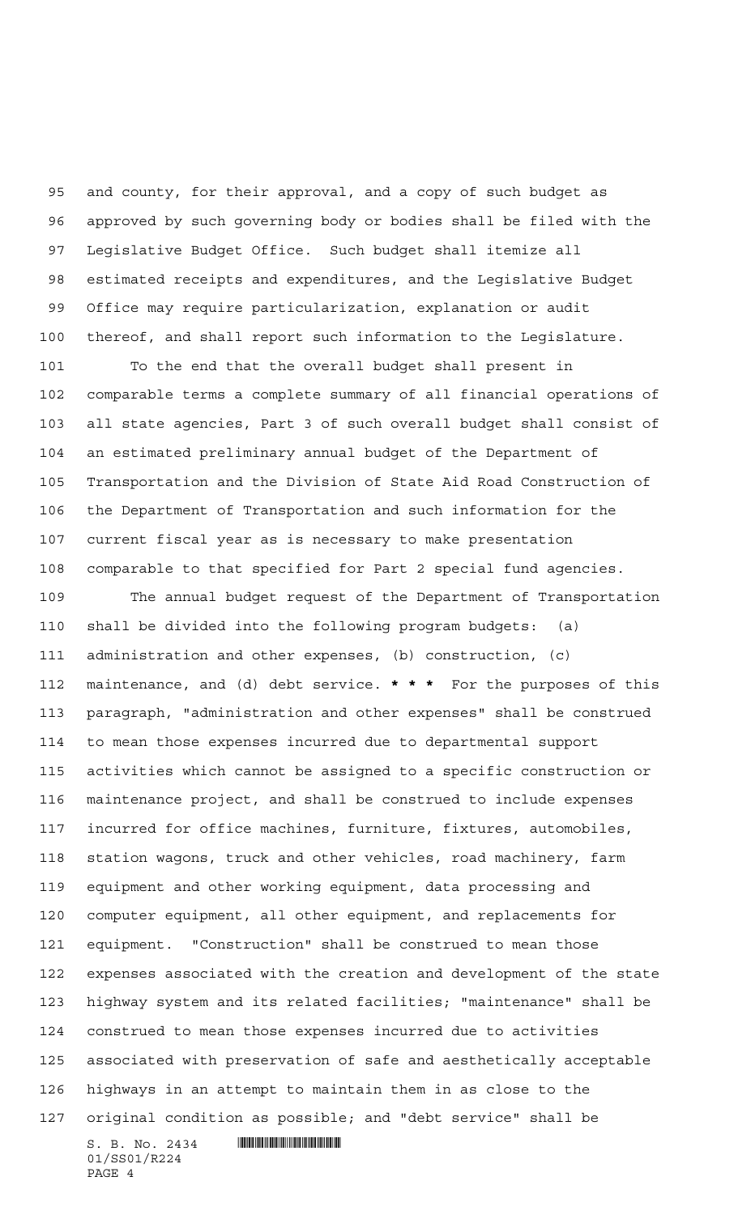and county, for their approval, and a copy of such budget as approved by such governing body or bodies shall be filed with the Legislative Budget Office. Such budget shall itemize all estimated receipts and expenditures, and the Legislative Budget Office may require particularization, explanation or audit thereof, and shall report such information to the Legislature.

To the end that the overall budget shall present in comparable terms a complete summary of all financial operations of all state agencies, Part 3 of such overall budget shall consist of an estimated preliminary annual budget of the Department of Transportation and the Division of State Aid Road Construction of the Department of Transportation and such information for the current fiscal year as is necessary to make presentation comparable to that specified for Part 2 special fund agencies.

The annual budget request of the Department of Transportation shall be divided into the following program budgets: (a) administration and other expenses, (b) construction, (c) maintenance, and (d) debt service. *** For the purposes of this paragraph, "administration and other expenses" shall be construed to mean those expenses incurred due to departmental support activities which cannot be assigned to a specific construction or maintenance project, and shall be construed to include expenses incurred for office machines, furniture, fixtures, automobiles, station wagons, truck and other vehicles, road machinery, farm equipment and other working equipment, data processing and computer equipment, all other equipment, and replacements for equipment. "Construction" shall be construed to mean those expenses associated with the creation and development of the state highway system and its related facilities; "maintenance" shall be construed to mean those expenses incurred due to activities associated with preservation of safe and aesthetically acceptable highways in an attempt to maintain them in as close to the original condition as possible; and "debt service" shall be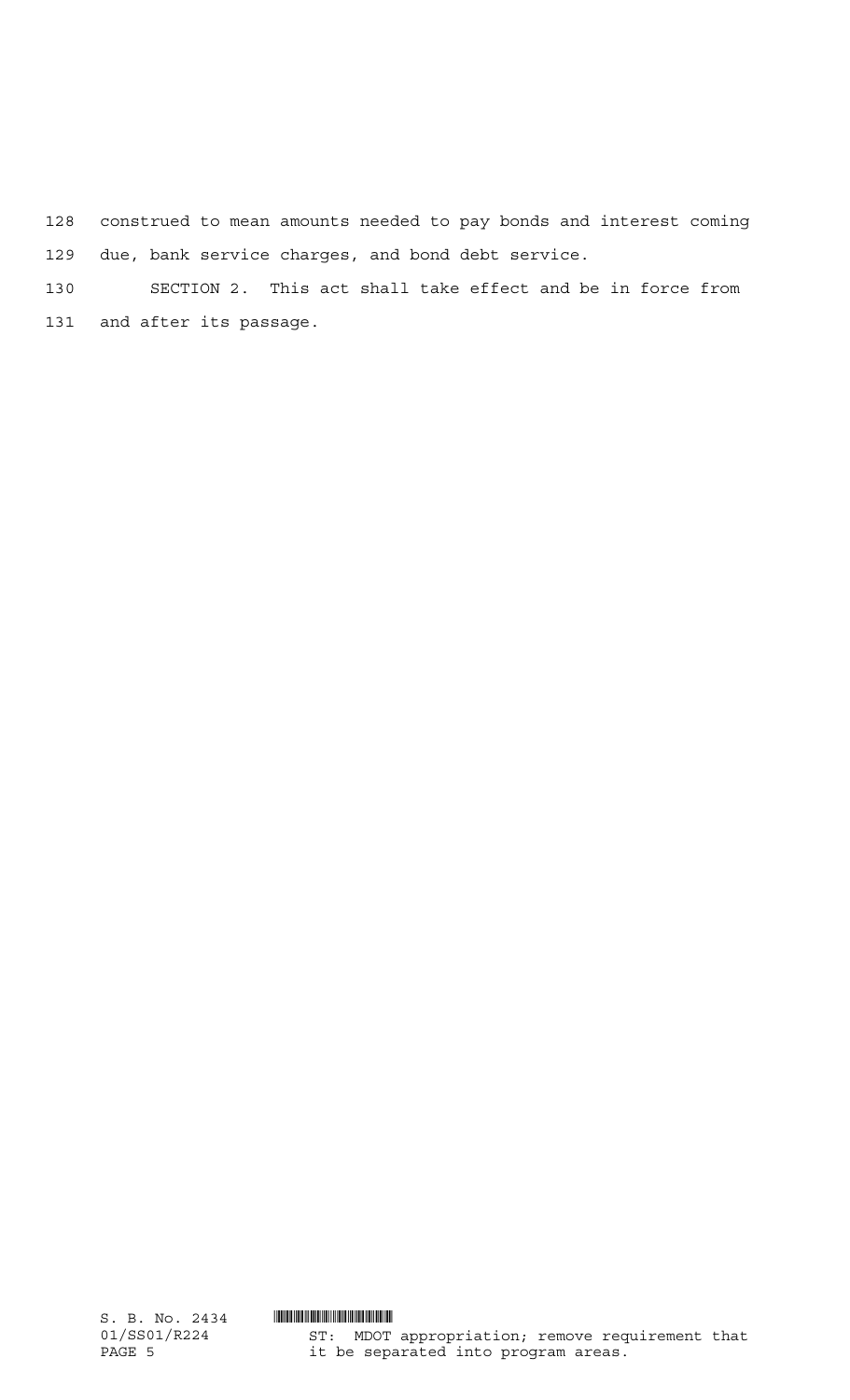128 construed to mean amounts needed to pay bonds and interest coming
129 due, bank service charges, and bond debt service.

130 SECTION 2. This act shall take effect and be in force from
131 and after its passage.

S. B. No. 2434
01/SS01/R224
ST: MDOT appropriation; remove requirement that it be separated into program areas.